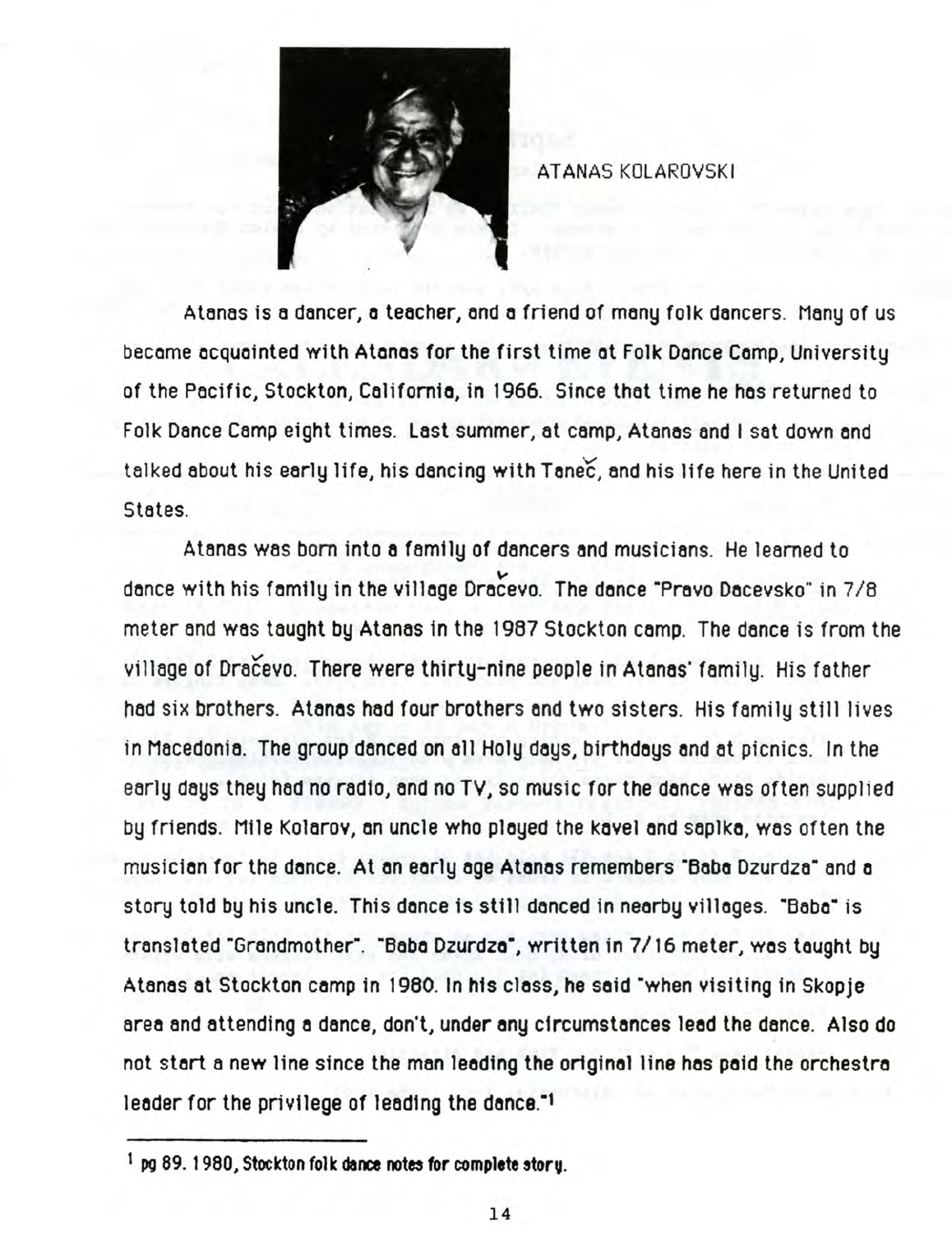ATANAS KOLAROVSKI

Atanas is a dancer, a teacher, and a friend of many folk dancers. Many of us became acquainted with Atanas for the first time at Folk Dance Camp, University of the Pacific, Stockton, California, in 1966. Since that time he has returned to Folk Dance Camp eight times. Last summer, at camp, Atanas and I sat down and talked about his early life, his dancing with Tanec, and his life here in the United States.

Atanas was born into a family of dancers and musicians. He learned to dance with his family in the village Dračevo. The dance "Pravo Dacevsko" in 7/8 meter and was taught by Atanas in the 1987 Stockton camp. The dance is from the village of Dračevo. There were thirty-nine people in Atanas' family. His father had six brothers. Atanas had four brothers and two sisters. His family still lives in Macedonia. The group danced on all Holy days, birthdays and at picnics. In the early days they had no radio, and no TV, so music for the dance was often supplied by friends. Mile Kolarov, an uncle who played the kavel and saplka, was often the musician for the dance. At an early age Atanas remembers "Baba Dzurdza" and a story told by his uncle. This dance is still danced in nearby villages. "Baba" is translated "Grandmother". "Baba Dzurdza", written in 7/16 meter, was taught by Atanas at Stockton camp in 1980. In his class, he said "when visiting in Skopje area and attending a dance, don't, under any circumstances lead the dance. Also do not start a new line since the man leading the original line has paid the orchestra leader for the privilege of leading the dance."[1]

[1] pg 89. 1980, Stockton folk dance notes for complete story.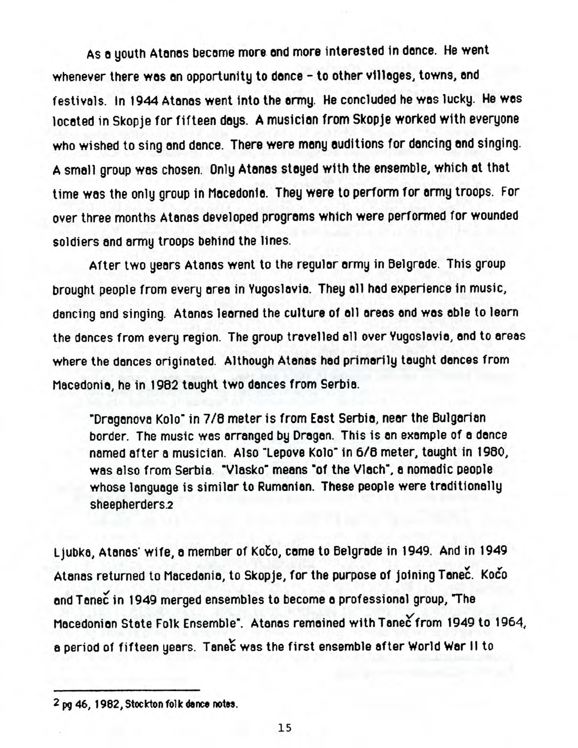As a youth Atanas became more and more interested in dance. He went whenever there was an opportunity to dance – to other villages, towns, and festivals. In 1944 Atanas went into the army. He concluded he was lucky. He was located in Skopje for fifteen days. A musician from Skopje worked with everyone who wished to sing and dance. There were many auditions for dancing and singing. A small group was chosen. Only Atanas stayed with the ensemble, which at that time was the only group in Macedonia. They were to perform for army troops. For over three months Atanas developed programs which were performed for wounded soldiers and army troops behind the lines.

After two years Atanas went to the regular army in Belgrade. This group brought people from every area in Yugoslavia. They all had experience in music, dancing and singing. Atanas learned the culture of all areas and was able to learn the dances from every region. The group travelled all over Yugoslavia, and to areas where the dances originated. Although Atanas had primarily taught dances from Macedonia, he in 1982 taught two dances from Serbia.

> "Draganova Kolo" in 7/8 meter is from East Serbia, near the Bulgarian border. The music was arranged by Dragan. This is an example of a dance named after a musician. Also "Lepova Kolo" in 6/8 meter, taught in 1980, was also from Serbia. "Vlasko" means "of the Vlach", a nomadic people whose language is similar to Rumanian. These people were traditionally sheepherders.[2]

Ljubka, Atanas' wife, a member of Kočo, came to Belgrade in 1949. And in 1949 Atanas returned to Macedonia, to Skopje, for the purpose of joining Tanec. Kočo and Tanec in 1949 merged ensembles to become a professional group, "The Macedonian State Folk Ensemble". Atanas remained with Tanec from 1949 to 1964, a period of fifteen years. Tanec was the first ensemble after World War II to

---

[2] pg 46, 1982, Stockton folk dance notes.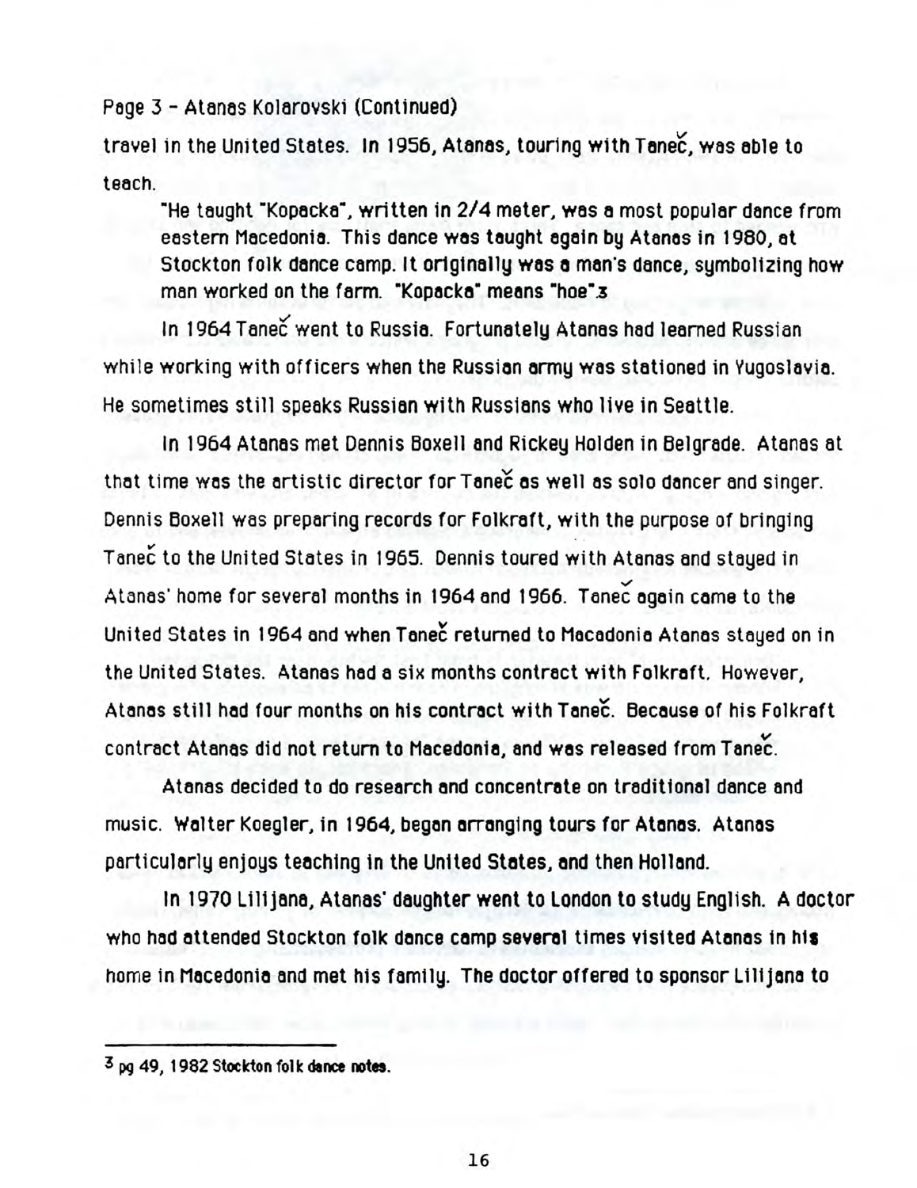Page 3 - Atanas Kolarovski (Continued)

travel in the United States. In 1956, Atanas, touring with Tanec, was able to teach.

> "He taught "Kopacka", written in 2/4 meter, was a most popular dance from eastern Macedonia. This dance was taught again by Atanas in 1980, at Stockton folk dance camp. It originally was a man's dance, symbolizing how man worked on the farm. "Kopacka" means "hoe".[3]

In 1964 Tanec went to Russia. Fortunately Atanas had learned Russian while working with officers when the Russian army was stationed in Yugoslavia. He sometimes still speaks Russian with Russians who live in Seattle.

In 1964 Atanas met Dennis Boxell and Rickey Holden in Belgrade. Atanas at that time was the artistic director for Tanec as well as solo dancer and singer. Dennis Boxell was preparing records for Folkraft, with the purpose of bringing Tanec to the United States in 1965. Dennis toured with Atanas and stayed in Atanas' home for several months in 1964 and 1966. Tanec again came to the United States in 1964 and when Tanec returned to Macadonia Atanas stayed on in the United States. Atanas had a six months contract with Folkraft. However, Atanas still had four months on his contract with Tanec. Because of his Folkraft contract Atanas did not return to Macedonia, and was released from Tanec.

Atanas decided to do research and concentrate on traditional dance and music. Walter Koegler, in 1964, began arranging tours for Atanas. Atanas particularly enjoys teaching in the United States, and then Holland.

In 1970 Lilijana, Atanas' daughter went to London to study English. A doctor who had attended Stockton folk dance camp several times visited Atanas in his home in Macedonia and met his family. The doctor offered to sponsor Lilijana to

---

[3] pg 49, 1982 Stockton folk dance notes.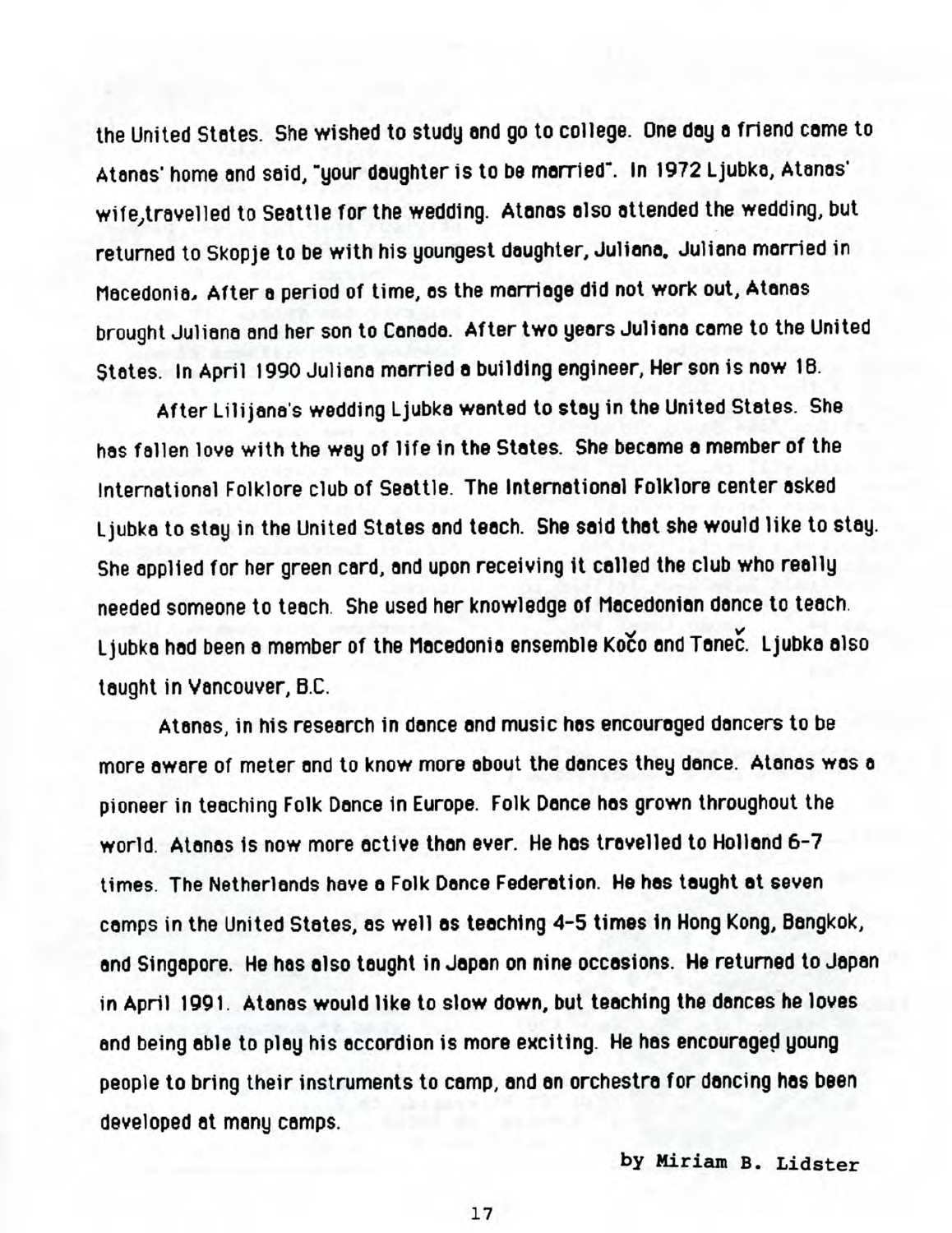the United States. She wished to study and go to college. One day a friend came to Atanas' home and said, "your daughter is to be married". In 1972 Ljubka, Atanas' wife,travelled to Seattle for the wedding. Atanas also attended the wedding, but returned to Skopje to be with his youngest daughter, Juliana. Juliana married in Macedonia. After a period of time, as the marriage did not work out, Atanas brought Juliana and her son to Canada. After two years Juliana came to the United States. In April 1990 Juliana married a building engineer, Her son is now 18.

After Lilijana's wedding Ljubka wanted to stay in the United States. She has fallen love with the way of life in the States. She became a member of the International Folklore club of Seattle. The International Folklore center asked Ljubka to stay in the United States and teach. She said that she would like to stay. She applied for her green card, and upon receiving it called the club who really needed someone to teach. She used her knowledge of Macedonian dance to teach. Ljubka had been a member of the Macedonia ensemble Kočo and Taneč. Ljubka also taught in Vancouver, B.C.

Atanas, in his research in dance and music has encouraged dancers to be more aware of meter and to know more about the dances they dance. Atanas was a pioneer in teaching Folk Dance in Europe. Folk Dance has grown throughout the world. Atanas is now more active than ever. He has travelled to Holland 6-7 times. The Netherlands have a Folk Dance Federation. He has taught at seven camps in the United States, as well as teaching 4-5 times in Hong Kong, Bangkok, and Singapore. He has also taught in Japan on nine occasions. He returned to Japan in April 1991. Atanas would like to slow down, but teaching the dances he loves and being able to play his accordion is more exciting. He has encouraged young people to bring their instruments to camp, and an orchestra for dancing has been developed at many camps.

by Miriam B. Lidster